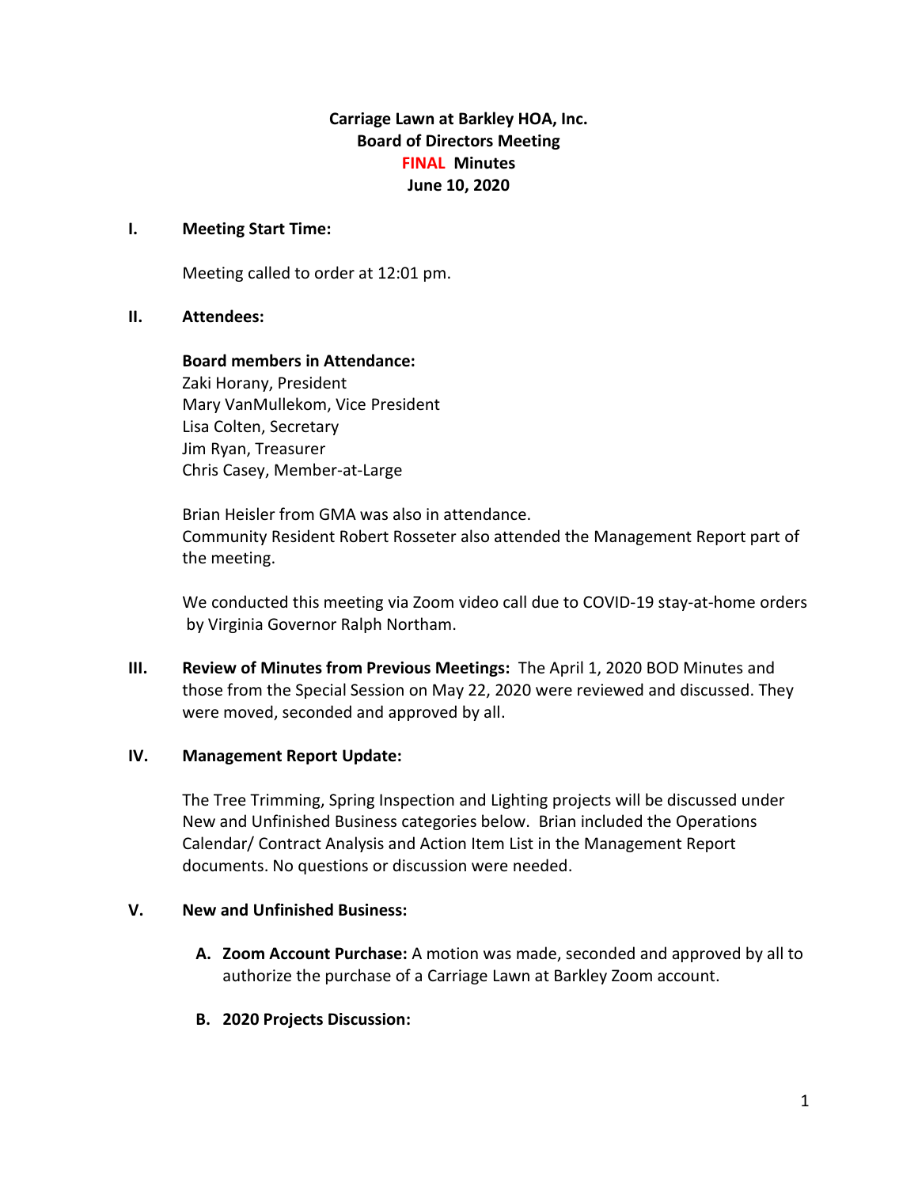# Carriage Lawn at Barkley HOA, Inc.
## Board of Directors Meeting
## FINAL Minutes
## June 10, 2020

## I. Meeting Start Time:

Meeting called to order at 12:01 pm.

## II. Attendees:

**Board members in Attendance:**
Zaki Horany, President
Mary VanMullekom, Vice President
Lisa Colten, Secretary
Jim Ryan, Treasurer
Chris Casey, Member-at-Large

Brian Heisler from GMA was also in attendance.
Community Resident Robert Rosseter also attended the Management Report part of the meeting.

We conducted this meeting via Zoom video call due to COVID-19 stay-at-home orders by Virginia Governor Ralph Northam.

## III. Review of Minutes from Previous Meetings:

The April 1, 2020 BOD Minutes and those from the Special Session on May 22, 2020 were reviewed and discussed. They were moved, seconded and approved by all.

## IV. Management Report Update:

The Tree Trimming, Spring Inspection and Lighting projects will be discussed under New and Unfinished Business categories below. Brian included the Operations Calendar/ Contract Analysis and Action Item List in the Management Report documents. No questions or discussion were needed.

## V. New and Unfinished Business:

**A. Zoom Account Purchase:** A motion was made, seconded and approved by all to authorize the purchase of a Carriage Lawn at Barkley Zoom account.

**B. 2020 Projects Discussion:**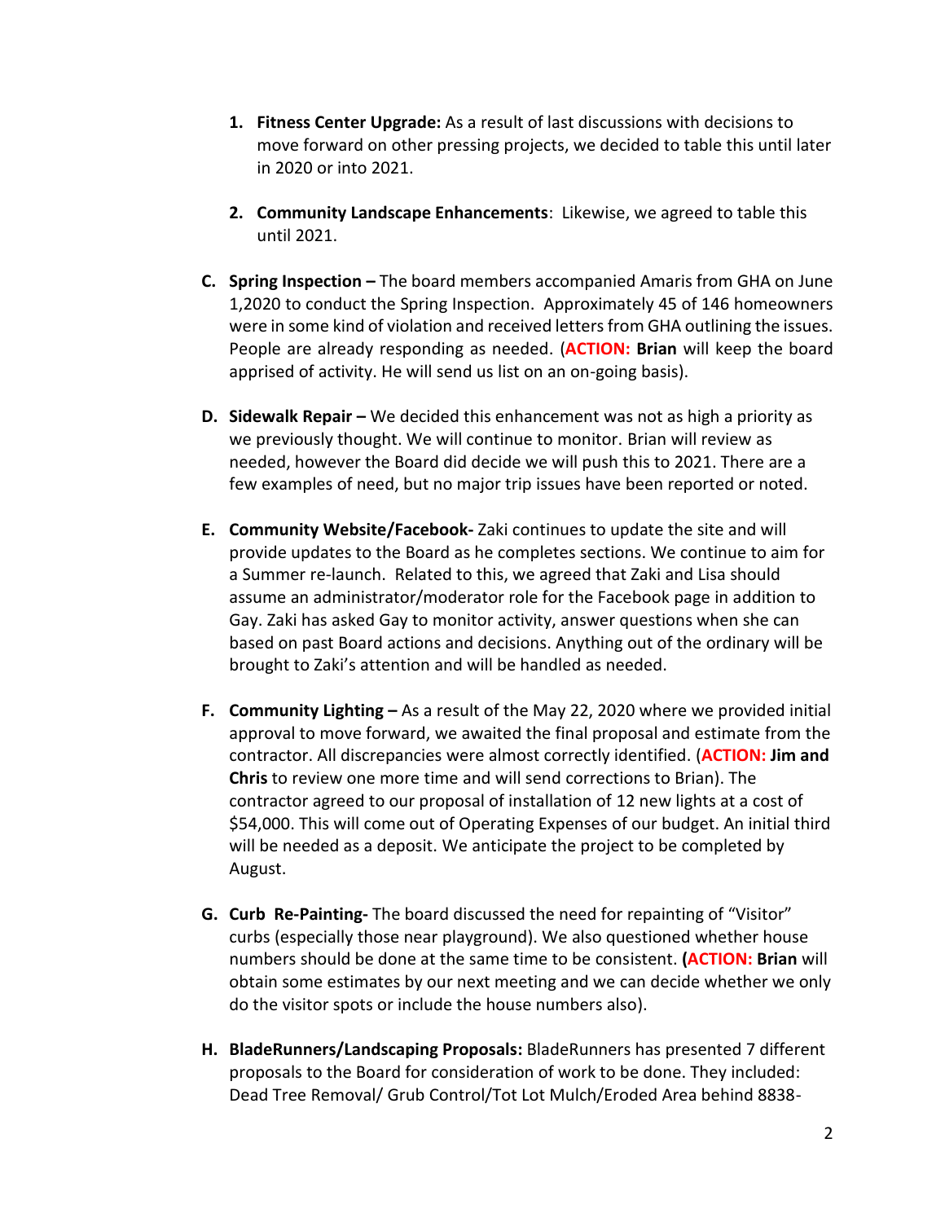1. **Fitness Center Upgrade:** As a result of last discussions with decisions to move forward on other pressing projects, we decided to table this until later in 2020 or into 2021.

2. **Community Landscape Enhancements**: Likewise, we agreed to table this until 2021.

C. **Spring Inspection –** The board members accompanied Amaris from GHA on June 1,2020 to conduct the Spring Inspection. Approximately 45 of 146 homeowners were in some kind of violation and received letters from GHA outlining the issues. People are already responding as needed. (**ACTION: Brian** will keep the board apprised of activity. He will send us list on an on-going basis).

D. **Sidewalk Repair –** We decided this enhancement was not as high a priority as we previously thought. We will continue to monitor. Brian will review as needed, however the Board did decide we will push this to 2021. There are a few examples of need, but no major trip issues have been reported or noted.

E. **Community Website/Facebook-** Zaki continues to update the site and will provide updates to the Board as he completes sections. We continue to aim for a Summer re-launch. Related to this, we agreed that Zaki and Lisa should assume an administrator/moderator role for the Facebook page in addition to Gay. Zaki has asked Gay to monitor activity, answer questions when she can based on past Board actions and decisions. Anything out of the ordinary will be brought to Zaki's attention and will be handled as needed.

F. **Community Lighting –** As a result of the May 22, 2020 where we provided initial approval to move forward, we awaited the final proposal and estimate from the contractor. All discrepancies were almost correctly identified. (**ACTION: Jim and Chris** to review one more time and will send corrections to Brian). The contractor agreed to our proposal of installation of 12 new lights at a cost of $54,000. This will come out of Operating Expenses of our budget. An initial third will be needed as a deposit. We anticipate the project to be completed by August.

G. **Curb Re-Painting-** The board discussed the need for repainting of "Visitor" curbs (especially those near playground). We also questioned whether house numbers should be done at the same time to be consistent. **(ACTION: Brian** will obtain some estimates by our next meeting and we can decide whether we only do the visitor spots or include the house numbers also).

H. **BladeRunners/Landscaping Proposals:** BladeRunners has presented 7 different proposals to the Board for consideration of work to be done. They included: Dead Tree Removal/ Grub Control/Tot Lot Mulch/Eroded Area behind 8838-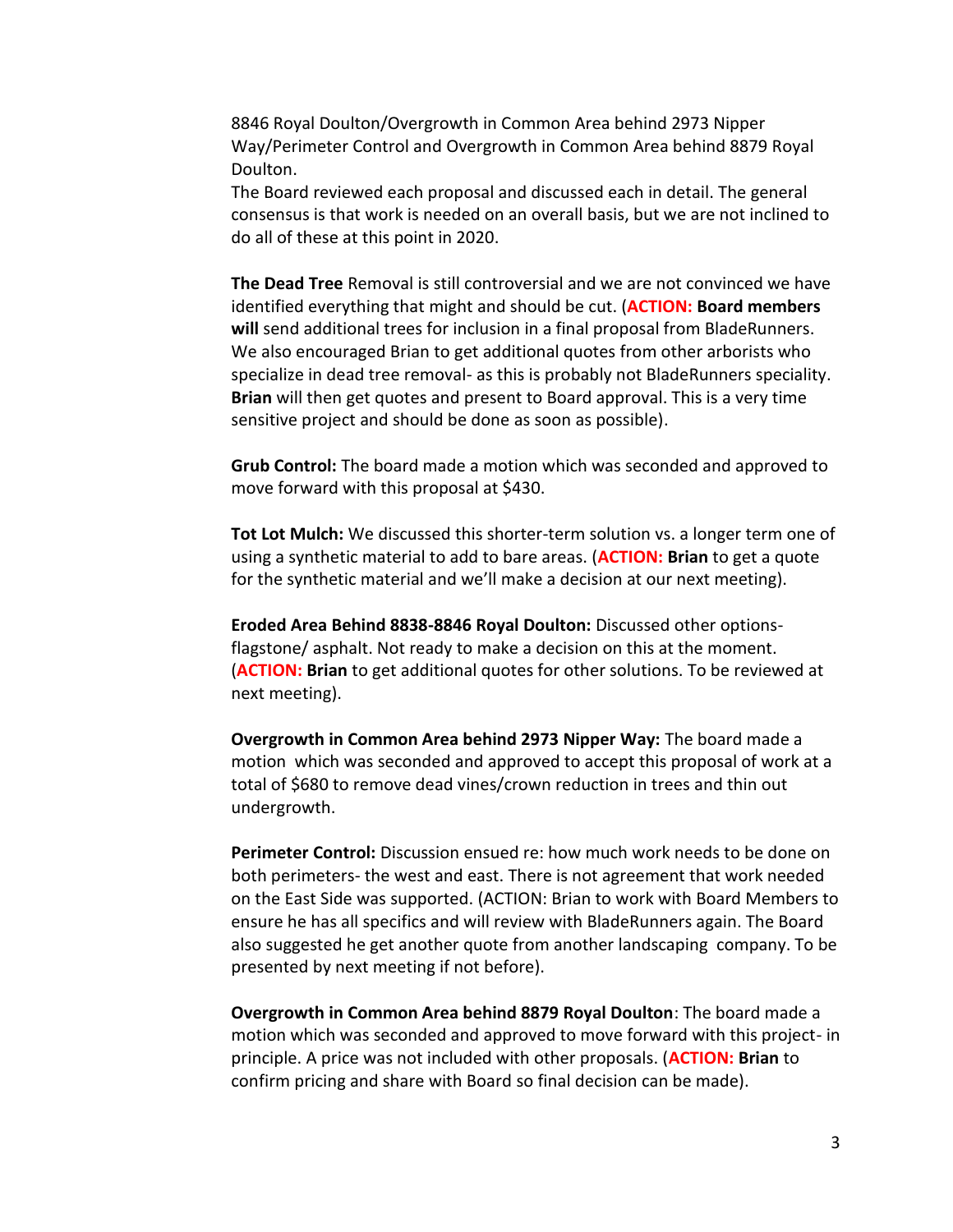8846 Royal Doulton/Overgrowth in Common Area behind 2973 Nipper Way/Perimeter Control and Overgrowth in Common Area behind 8879 Royal Doulton.
The Board reviewed each proposal and discussed each in detail. The general consensus is that work is needed on an overall basis, but we are not inclined to do all of these at this point in 2020.

**The Dead Tree** Removal is still controversial and we are not convinced we have identified everything that might and should be cut. (**ACTION: Board members will** send additional trees for inclusion in a final proposal from BladeRunners. We also encouraged Brian to get additional quotes from other arborists who specialize in dead tree removal- as this is probably not BladeRunners speciality. **Brian** will then get quotes and present to Board approval. This is a very time sensitive project and should be done as soon as possible).

**Grub Control:** The board made a motion which was seconded and approved to move forward with this proposal at $430.

**Tot Lot Mulch:** We discussed this shorter-term solution vs. a longer term one of using a synthetic material to add to bare areas. (**ACTION: Brian** to get a quote for the synthetic material and we'll make a decision at our next meeting).

**Eroded Area Behind 8838-8846 Royal Doulton:** Discussed other options- flagstone/ asphalt. Not ready to make a decision on this at the moment. (**ACTION: Brian** to get additional quotes for other solutions. To be reviewed at next meeting).

**Overgrowth in Common Area behind 2973 Nipper Way:** The board made a motion which was seconded and approved to accept this proposal of work at a total of $680 to remove dead vines/crown reduction in trees and thin out undergrowth.

**Perimeter Control:** Discussion ensued re: how much work needs to be done on both perimeters- the west and east. There is not agreement that work needed on the East Side was supported. (ACTION: Brian to work with Board Members to ensure he has all specifics and will review with BladeRunners again. The Board also suggested he get another quote from another landscaping company. To be presented by next meeting if not before).

**Overgrowth in Common Area behind 8879 Royal Doulton**: The board made a motion which was seconded and approved to move forward with this project- in principle. A price was not included with other proposals. (**ACTION: Brian** to confirm pricing and share with Board so final decision can be made).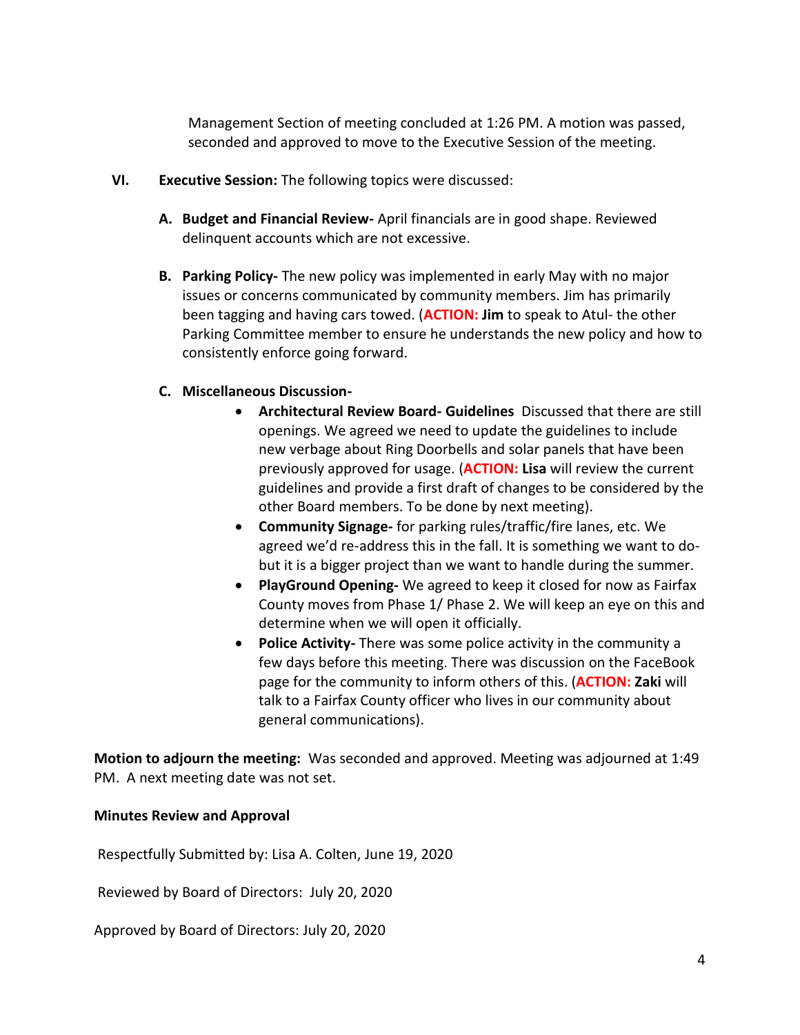Management Section of meeting concluded at 1:26 PM. A motion was passed, seconded and approved to move to the Executive Session of the meeting.

VI. **Executive Session:** The following topics were discussed:

A. **Budget and Financial Review-** April financials are in good shape. Reviewed delinquent accounts which are not excessive.

B. **Parking Policy-** The new policy was implemented in early May with no major issues or concerns communicated by community members. Jim has primarily been tagging and having cars towed. (**ACTION:** **Jim** to speak to Atul- the other Parking Committee member to ensure he understands the new policy and how to consistently enforce going forward.

C. **Miscellaneous Discussion-**

- **Architectural Review Board- Guidelines** Discussed that there are still openings. We agreed we need to update the guidelines to include new verbage about Ring Doorbells and solar panels that have been previously approved for usage. (**ACTION:** **Lisa** will review the current guidelines and provide a first draft of changes to be considered by the other Board members. To be done by next meeting).
- **Community Signage-** for parking rules/traffic/fire lanes, etc. We agreed we'd re-address this in the fall. It is something we want to do- but it is a bigger project than we want to handle during the summer.
- **PlayGround Opening-** We agreed to keep it closed for now as Fairfax County moves from Phase 1/ Phase 2. We will keep an eye on this and determine when we will open it officially.
- **Police Activity-** There was some police activity in the community a few days before this meeting. There was discussion on the FaceBook page for the community to inform others of this. (**ACTION:** **Zaki** will talk to a Fairfax County officer who lives in our community about general communications).

**Motion to adjourn the meeting:** Was seconded and approved. Meeting was adjourned at 1:49 PM. A next meeting date was not set.

**Minutes Review and Approval**

Respectfully Submitted by: Lisa A. Colten, June 19, 2020

Reviewed by Board of Directors: July 20, 2020

Approved by Board of Directors: July 20, 2020